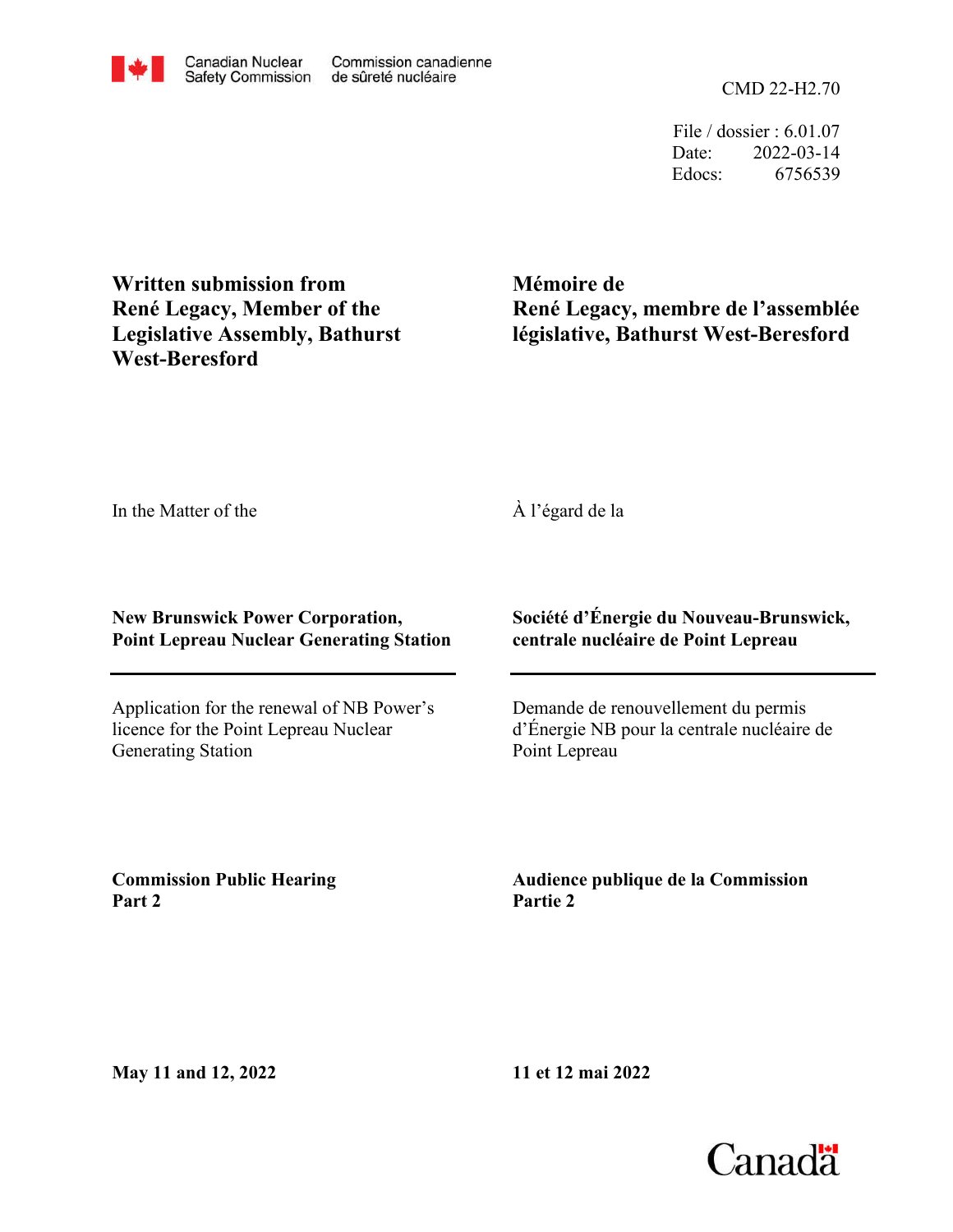Canadian Nuclear Safety Commission | Commission canadienne de sûreté nucléaire

CMD 22-H2.70

File / dossier : 6.01.07
Date: 2022-03-14
Edocs: 6756539

**Written submission from René Legacy, Member of the Legislative Assembly, Bathurst West-Beresford**

**Mémoire de René Legacy, membre de l'assemblée législative, Bathurst West-Beresford**

In the Matter of the

À l'égard de la

**New Brunswick Power Corporation, Point Lepreau Nuclear Generating Station**

**Société d'Énergie du Nouveau-Brunswick, centrale nucléaire de Point Lepreau**

Application for the renewal of NB Power's licence for the Point Lepreau Nuclear Generating Station

Demande de renouvellement du permis d'Énergie NB pour la centrale nucléaire de Point Lepreau

**Commission Public Hearing Part 2**

**Audience publique de la Commission Partie 2**

**May 11 and 12, 2022**

**11 et 12 mai 2022**

Canada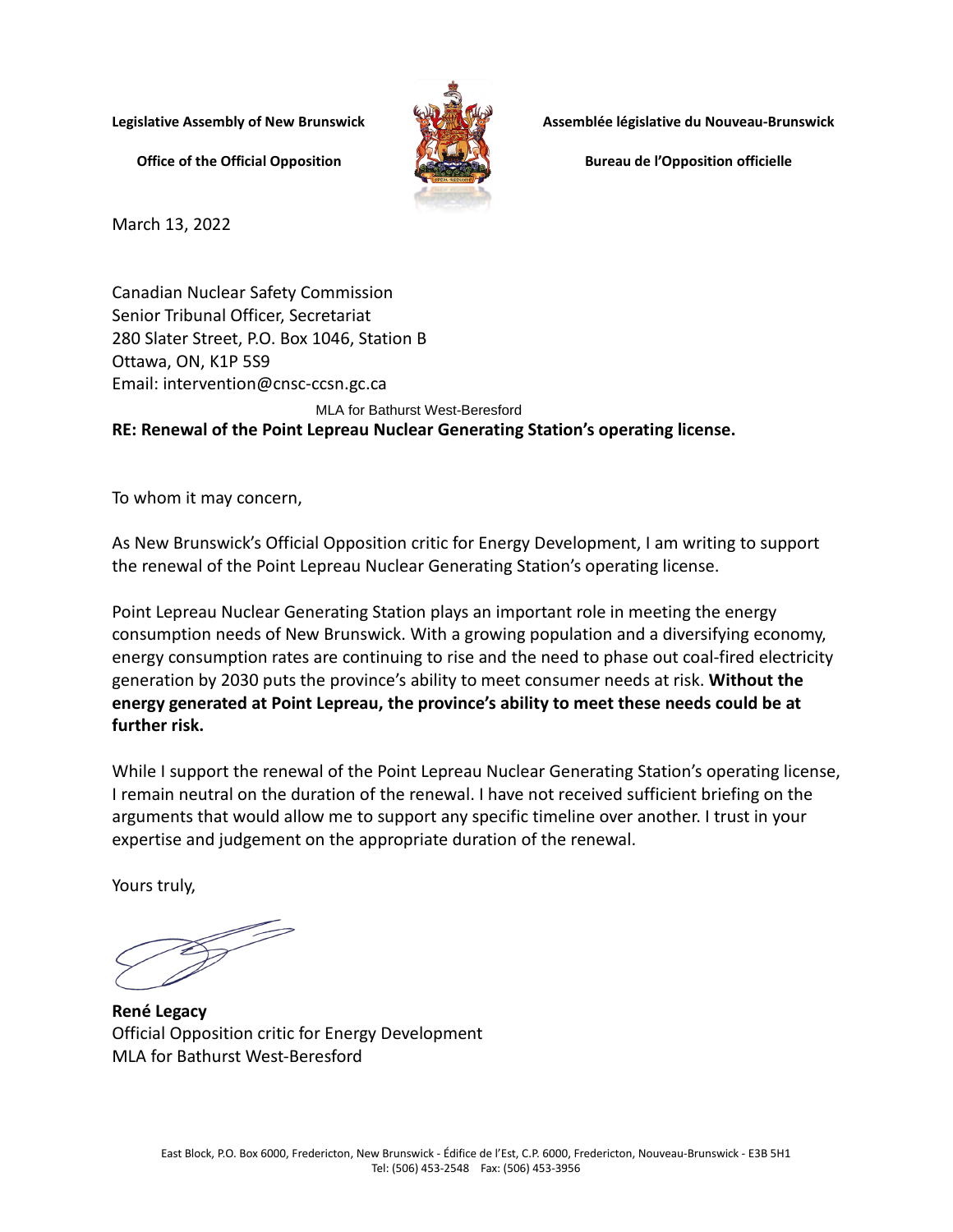**Legislative Assembly of New Brunswick** | **Assemblée législative du Nouveau-Brunswick**

**Office of the Official Opposition** | **Bureau de l'Opposition officielle**

March 13, 2022

Canadian Nuclear Safety Commission
Senior Tribunal Officer, Secretariat
280 Slater Street, P.O. Box 1046, Station B
Ottawa, ON, K1P 5S9
Email: intervention@cnsc-ccsn.gc.ca

MLA for Bathurst West-Beresford

**RE: Renewal of the Point Lepreau Nuclear Generating Station's operating license.**

To whom it may concern,

As New Brunswick's Official Opposition critic for Energy Development, I am writing to support the renewal of the Point Lepreau Nuclear Generating Station's operating license.

Point Lepreau Nuclear Generating Station plays an important role in meeting the energy consumption needs of New Brunswick. With a growing population and a diversifying economy, energy consumption rates are continuing to rise and the need to phase out coal-fired electricity generation by 2030 puts the province's ability to meet consumer needs at risk. **Without the energy generated at Point Lepreau, the province's ability to meet these needs could be at further risk.**

While I support the renewal of the Point Lepreau Nuclear Generating Station's operating license, I remain neutral on the duration of the renewal. I have not received sufficient briefing on the arguments that would allow me to support any specific timeline over another. I trust in your expertise and judgement on the appropriate duration of the renewal.

Yours truly,

**René Legacy**
Official Opposition critic for Energy Development
MLA for Bathurst West-Beresford

East Block, P.O. Box 6000, Fredericton, New Brunswick - Édifice de l'Est, C.P. 6000, Fredericton, Nouveau-Brunswick - E3B 5H1
Tel: (506) 453-2548 Fax: (506) 453-3956